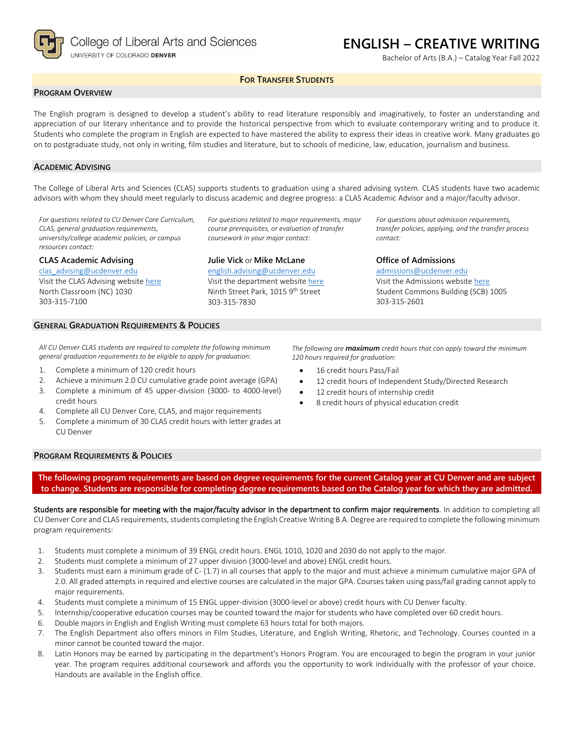College of Liberal Arts and Sciences
UNIVERSITY OF COLORADO DENVER

# ENGLISH – CREATIVE WRITING

Bachelor of Arts (B.A.) – Catalog Year Fall 2022

**FOR TRANSFER STUDENTS**

## PROGRAM OVERVIEW

The English program is designed to develop a student's ability to read literature responsibly and imaginatively, to foster an understanding and appreciation of our literary inheritance and to provide the historical perspective from which to evaluate contemporary writing and to produce it. Students who complete the program in English are expected to have mastered the ability to express their ideas in creative work. Many graduates go on to postgraduate study, not only in writing, film studies and literature, but to schools of medicine, law, education, journalism and business.

## ACADEMIC ADVISING

The College of Liberal Arts and Sciences (CLAS) supports students to graduation using a shared advising system. CLAS students have two academic advisors with whom they should meet regularly to discuss academic and degree progress: a CLAS Academic Advisor and a major/faculty advisor.

*For questions related to CU Denver Core Curriculum, CLAS, general graduation requirements, university/college academic policies, or campus resources contact:*

**CLAS Academic Advising**
clas_advising@ucdenver.edu
Visit the CLAS Advising website here
North Classroom (NC) 1030
303-315-7100

*For questions related to major requirements, major course prerequisites, or evaluation of transfer coursework in your major contact:*

**Julie Vick** or **Mike McLane**
english.advising@ucdenver.edu
Visit the department website here
Ninth Street Park, 1015 9th Street
303-315-7830

*For questions about admission requirements, transfer policies, applying, and the transfer process contact:*

**Office of Admissions**
admissions@ucdenver.edu
Visit the Admissions website here
Student Commons Building (SCB) 1005
303-315-2601

## GENERAL GRADUATION REQUIREMENTS & POLICIES

*All CU Denver CLAS students are required to complete the following minimum general graduation requirements to be eligible to apply for graduation:*

1. Complete a minimum of 120 credit hours
2. Achieve a minimum 2.0 CU cumulative grade point average (GPA)
3. Complete a minimum of 45 upper-division (3000- to 4000-level) credit hours
4. Complete all CU Denver Core, CLAS, and major requirements
5. Complete a minimum of 30 CLAS credit hours with letter grades at CU Denver

*The following are* ***maximum*** *credit hours that can apply toward the minimum 120 hours required for graduation:*

- 16 credit hours Pass/Fail
- 12 credit hours of Independent Study/Directed Research
- 12 credit hours of internship credit
- 8 credit hours of physical education credit

## PROGRAM REQUIREMENTS & POLICIES

**The following program requirements are based on degree requirements for the current Catalog year at CU Denver and are subject to change. Students are responsible for completing degree requirements based on the Catalog year for which they are admitted.**

**Students are responsible for meeting with the major/faculty advisor in the department to confirm major requirements**. In addition to completing all CU Denver Core and CLAS requirements, students completing the English Creative Writing B.A. Degree are required to complete the following minimum program requirements:

1. Students must complete a minimum of 39 ENGL credit hours. ENGL 1010, 1020 and 2030 do not apply to the major.
2. Students must complete a minimum of 27 upper division (3000-level and above) ENGL credit hours.
3. Students must earn a minimum grade of C- (1.7) in all courses that apply to the major and must achieve a minimum cumulative major GPA of 2.0. All graded attempts in required and elective courses are calculated in the major GPA. Courses taken using pass/fail grading cannot apply to major requirements.
4. Students must complete a minimum of 15 ENGL upper-division (3000-level or above) credit hours with CU Denver faculty.
5. Internship/cooperative education courses may be counted toward the major for students who have completed over 60 credit hours.
6. Double majors in English and English Writing must complete 63 hours total for both majors.
7. The English Department also offers minors in Film Studies, Literature, and English Writing, Rhetoric, and Technology. Courses counted in a minor cannot be counted toward the major.
8. Latin Honors may be earned by participating in the department's Honors Program. You are encouraged to begin the program in your junior year. The program requires additional coursework and affords you the opportunity to work individually with the professor of your choice. Handouts are available in the English office.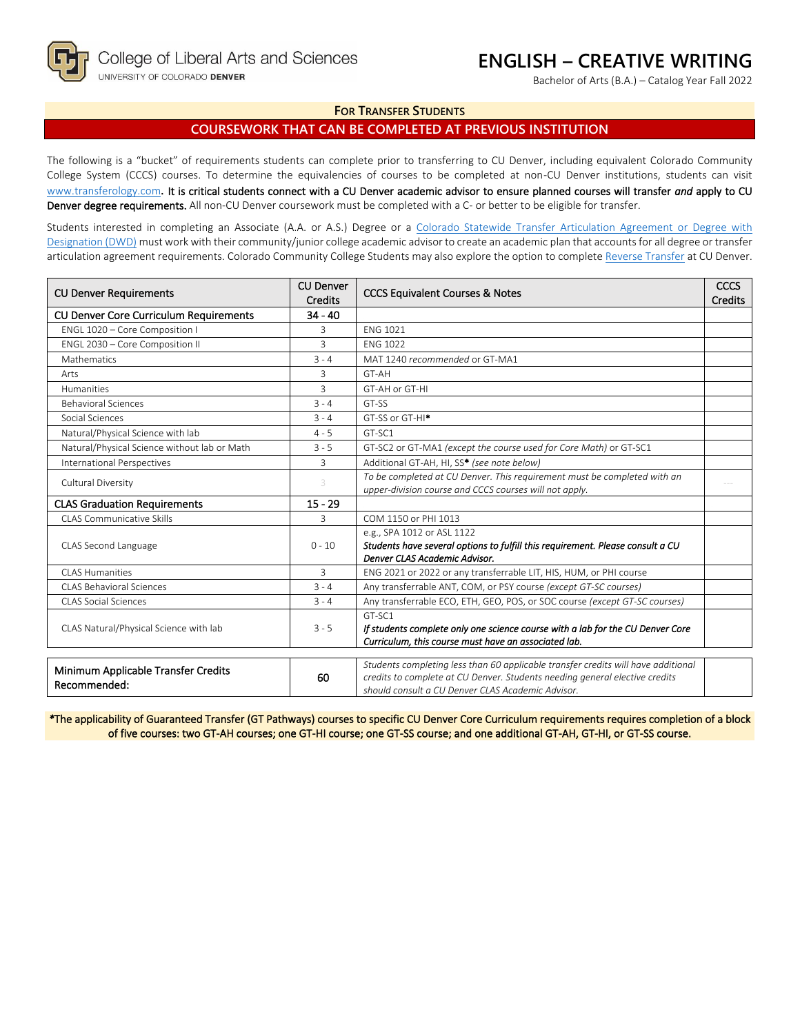# ENGLISH – CREATIVE WRITING

Bachelor of Arts (B.A.) – Catalog Year Fall 2022

College of Liberal Arts and Sciences
UNIVERSITY OF COLORADO DENVER

## FOR TRANSFER STUDENTS

## COURSEWORK THAT CAN BE COMPLETED AT PREVIOUS INSTITUTION

The following is a "bucket" of requirements students can complete prior to transferring to CU Denver, including equivalent Colorado Community College System (CCCS) courses. To determine the equivalencies of courses to be completed at non-CU Denver institutions, students can visit www.transferology.com**. It is critical students connect with a CU Denver academic advisor to ensure planned courses will transfer *and* apply to CU Denver degree requirements.** All non-CU Denver coursework must be completed with a C- or better to be eligible for transfer.

Students interested in completing an Associate (A.A. or A.S.) Degree or a Colorado Statewide Transfer Articulation Agreement or Degree with Designation (DWD) must work with their community/junior college academic advisor to create an academic plan that accounts for all degree or transfer articulation agreement requirements. Colorado Community College Students may also explore the option to complete Reverse Transfer at CU Denver.

| CU Denver Requirements | CU Denver Credits | CCCS Equivalent Courses & Notes | CCCS Credits |
|---|---|---|---|
| **CU Denver Core Curriculum Requirements** | **34 - 40** | | |
| ENGL 1020 – Core Composition I | 3 | ENG 1021 | |
| ENGL 2030 – Core Composition II | 3 | ENG 1022 | |
| Mathematics | 3 - 4 | MAT 1240 *recommended* or GT-MA1 | |
| Arts | 3 | GT-AH | |
| Humanities | 3 | GT-AH or GT-HI | |
| Behavioral Sciences | 3 - 4 | GT-SS | |
| Social Sciences | 3 - 4 | GT-SS or GT-HI* | |
| Natural/Physical Science with lab | 4 - 5 | GT-SC1 | |
| Natural/Physical Science without lab or Math | 3 - 5 | GT-SC2 or GT-MA1 *(except the course used for Core Math)* or GT-SC1 | |
| International Perspectives | 3 | Additional GT-AH, HI, SS* *(see note below)* | |
| Cultural Diversity | 3 | *To be completed at CU Denver. This requirement must be completed with an upper-division course and CCCS courses will not apply.* | --- |
| **CLAS Graduation Requirements** | **15 - 29** | | |
| CLAS Communicative Skills | 3 | COM 1150 or PHI 1013 | |
| CLAS Second Language | 0 - 10 | e.g., SPA 1012 or ASL 1122 ***Students have several options to fulfill this requirement. Please consult a CU Denver CLAS Academic Advisor.*** | |
| CLAS Humanities | 3 | ENG 2021 or 2022 or any transferrable LIT, HIS, HUM, or PHI course | |
| CLAS Behavioral Sciences | 3 - 4 | Any transferrable ANT, COM, or PSY course *(except GT-SC courses)* | |
| CLAS Social Sciences | 3 - 4 | Any transferrable ECO, ETH, GEO, POS, or SOC course *(except GT-SC courses)* | |
| CLAS Natural/Physical Science with lab | 3 - 5 | GT-SC1 ***If students complete only one science course with a lab for the CU Denver Core Curriculum, this course must have an associated lab.*** | |

| Minimum Applicable Transfer Credits Recommended: | 60 | *Students completing less than 60 applicable transfer credits will have additional credits to complete at CU Denver. Students needing general elective credits should consult a CU Denver CLAS Academic Advisor.* | |
|---|---|---|---|

***The applicability of Guaranteed Transfer (GT Pathways) courses to specific CU Denver Core Curriculum requirements requires completion of a block of five courses: two GT-AH courses; one GT-HI course; one GT-SS course; and one additional GT-AH, GT-HI, or GT-SS course.**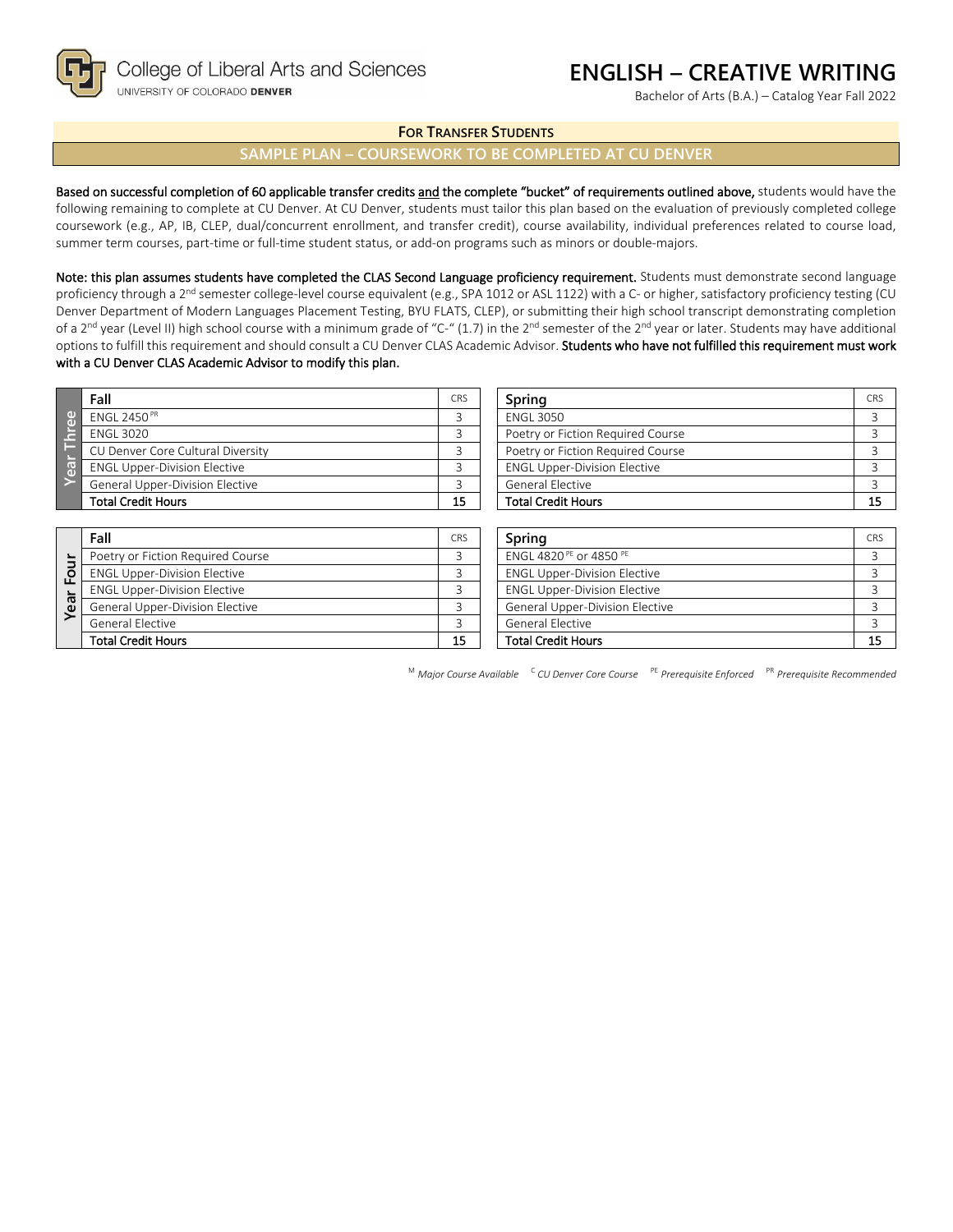College of Liberal Arts and Sciences
UNIVERSITY OF COLORADO DENVER

# ENGLISH – CREATIVE WRITING

Bachelor of Arts (B.A.) – Catalog Year Fall 2022

## FOR TRANSFER STUDENTS

## SAMPLE PLAN – COURSEWORK TO BE COMPLETED AT CU DENVER

**Based on successful completion of 60 applicable transfer credits and the complete "bucket" of requirements outlined above,** students would have the following remaining to complete at CU Denver. At CU Denver, students must tailor this plan based on the evaluation of previously completed college coursework (e.g., AP, IB, CLEP, dual/concurrent enrollment, and transfer credit), course availability, individual preferences related to course load, summer term courses, part-time or full-time student status, or add-on programs such as minors or double-majors.

**Note: this plan assumes students have completed the CLAS Second Language proficiency requirement.** Students must demonstrate second language proficiency through a 2nd semester college-level course equivalent (e.g., SPA 1012 or ASL 1122) with a C- or higher, satisfactory proficiency testing (CU Denver Department of Modern Languages Placement Testing, BYU FLATS, CLEP), or submitting their high school transcript demonstrating completion of a 2nd year (Level II) high school course with a minimum grade of "C-" (1.7) in the 2nd semester of the 2nd year or later. Students may have additional options to fulfill this requirement and should consult a CU Denver CLAS Academic Advisor. **Students who have not fulfilled this requirement must work with a CU Denver CLAS Academic Advisor to modify this plan.**

### Year Three

| Fall | CRS |
|---|---|
| ENGL 2450 PR | 3 |
| ENGL 3020 | 3 |
| CU Denver Core Cultural Diversity | 3 |
| ENGL Upper-Division Elective | 3 |
| General Upper-Division Elective | 3 |
| **Total Credit Hours** | **15** |

| Spring | CRS |
|---|---|
| ENGL 3050 | 3 |
| Poetry or Fiction Required Course | 3 |
| Poetry or Fiction Required Course | 3 |
| ENGL Upper-Division Elective | 3 |
| General Elective | 3 |
| **Total Credit Hours** | **15** |

### Year Four

| Fall | CRS |
|---|---|
| Poetry or Fiction Required Course | 3 |
| ENGL Upper-Division Elective | 3 |
| ENGL Upper-Division Elective | 3 |
| General Upper-Division Elective | 3 |
| General Elective | 3 |
| **Total Credit Hours** | **15** |

| Spring | CRS |
|---|---|
| ENGL 4820 PE or 4850 PE | 3 |
| ENGL Upper-Division Elective | 3 |
| ENGL Upper-Division Elective | 3 |
| General Upper-Division Elective | 3 |
| General Elective | 3 |
| **Total Credit Hours** | **15** |

*M Major Course Available  C CU Denver Core Course  PE Prerequisite Enforced  PR Prerequisite Recommended*